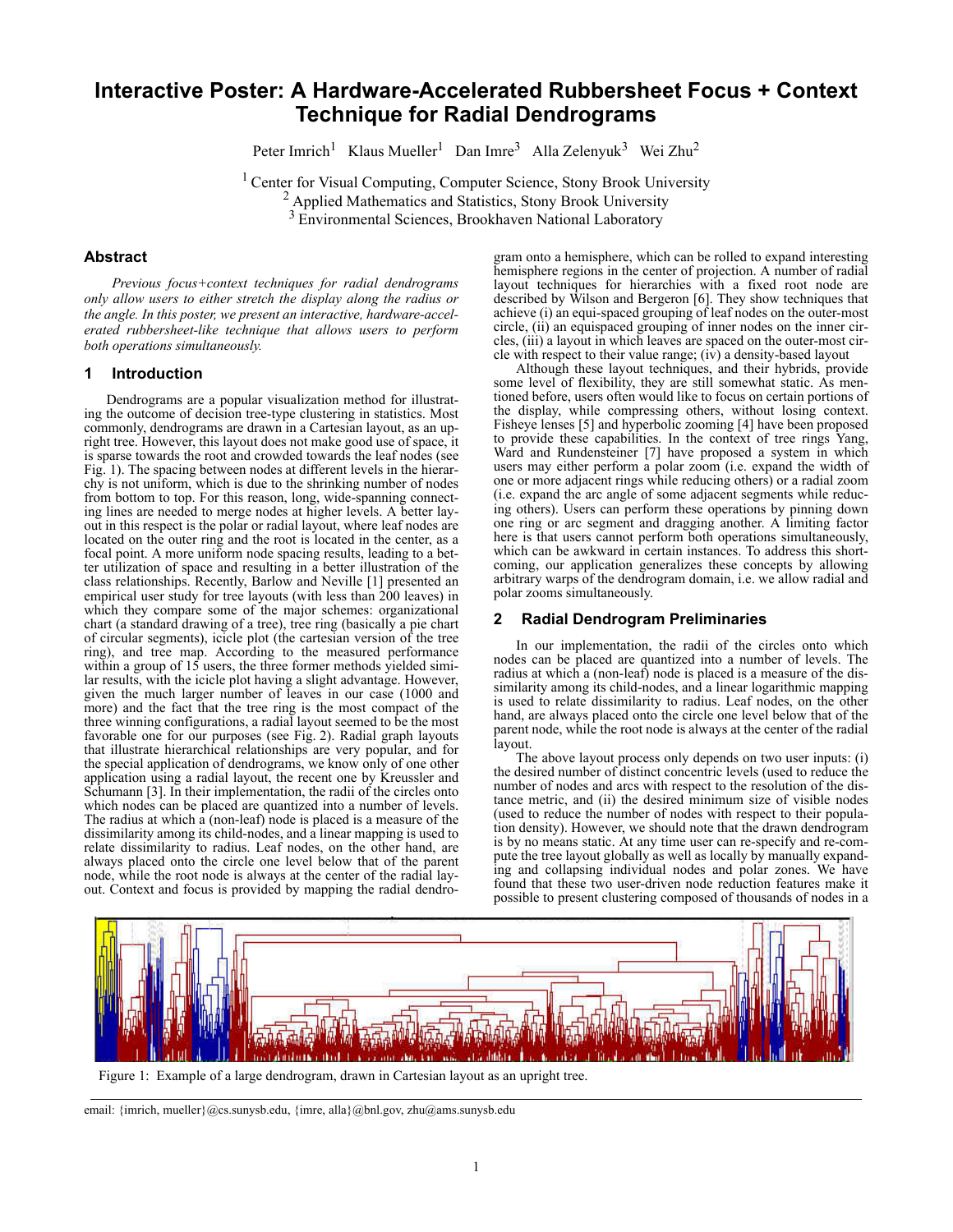# Interactive Poster: A Hardware-Accelerated Rubbersheet Focus + Context Technique for Radial Dendrograms

Peter Imrich[1] Klaus Mueller[1] Dan Imre[3] Alla Zelenyuk[3] Wei Zhu[2]

[1] Center for Visual Computing, Computer Science, Stony Brook University
[2] Applied Mathematics and Statistics, Stony Brook University
[3] Environmental Sciences, Brookhaven National Laboratory

## Abstract

*Previous focus+context techniques for radial dendrograms only allow users to either stretch the display along the radius or the angle. In this poster, we present an interactive, hardware-accelerated rubbersheet-like technique that allows users to perform both operations simultaneously.*

## 1 Introduction

Dendrograms are a popular visualization method for illustrating the outcome of decision tree-type clustering in statistics. Most commonly, dendrograms are drawn in a Cartesian layout, as an upright tree. However, this layout does not make good use of space, it is sparse towards the root and crowded towards the leaf nodes (see Fig. 1). The spacing between nodes at different levels in the hierarchy is not uniform, which is due to the shrinking number of nodes from bottom to top. For this reason, long, wide-spanning connecting lines are needed to merge nodes at higher levels. A better layout in this respect is the polar or radial layout, where leaf nodes are located on the outer ring and the root is located in the center, as a focal point. A more uniform node spacing results, leading to a better utilization of space and resulting in a better illustration of the class relationships. Recently, Barlow and Neville [1] presented an empirical user study for tree layouts (with less than 200 leaves) in which they compare some of the major schemes: organizational chart (a standard drawing of a tree), tree ring (basically a pie chart of circular segments), icicle plot (the cartesian version of the tree ring), and tree map. According to the measured performance within a group of 15 users, the three former methods yielded similar results, with the icicle plot having a slight advantage. However, given the much larger number of leaves in our case (1000 and more) and the fact that the tree ring is the most compact of the three winning configurations, a radial layout seemed to be the most favorable one for our purposes (see Fig. 2). Radial graph layouts that illustrate hierarchical relationships are very popular, and for the special application of dendrograms, we know only of one other application using a radial layout, the recent one by Kreussler and Schumann [3]. In their implementation, the radii of the circles onto which nodes can be placed are quantized into a number of levels. The radius at which a (non-leaf) node is placed is a measure of the dissimilarity among its child-nodes, and a linear mapping is used to relate dissimilarity to radius. Leaf nodes, on the other hand, are always placed onto the circle one level below that of the parent node, while the root node is always at the center of the radial layout. Context and focus is provided by mapping the radial dendrogram onto a hemisphere, which can be rolled to expand interesting hemisphere regions in the center of projection. A number of radial layout techniques for hierarchies with a fixed root node are described by Wilson and Bergeron [6]. They show techniques that achieve (i) an equi-spaced grouping of leaf nodes on the outer-most circle, (ii) an equispaced grouping of inner nodes on the inner circles, (iii) a layout in which leaves are spaced on the outer-most circle with respect to their value range; (iv) a density-based layout

Although these layout techniques, and their hybrids, provide some level of flexibility, they are still somewhat static. As mentioned before, users often would like to focus on certain portions of the display, while compressing others, without losing context. Fisheye lenses [5] and hyperbolic zooming [4] have been proposed to provide these capabilities. In the context of tree rings Yang, Ward and Rundensteiner [7] have proposed a system in which users may either perform a polar zoom (i.e. expand the width of one or more adjacent rings while reducing others) or a radial zoom (i.e. expand the arc angle of some adjacent segments while reducing others). Users can perform these operations by pinning down one ring or arc segment and dragging another. A limiting factor here is that users cannot perform both operations simultaneously, which can be awkward in certain instances. To address this shortcoming, our application generalizes these concepts by allowing arbitrary warps of the dendrogram domain, i.e. we allow radial and polar zooms simultaneously.

## 2 Radial Dendrogram Preliminaries

In our implementation, the radii of the circles onto which nodes can be placed are quantized into a number of levels. The radius at which a (non-leaf) node is placed is a measure of the dissimilarity among its child-nodes, and a linear logarithmic mapping is used to relate dissimilarity to radius. Leaf nodes, on the other hand, are always placed onto the circle one level below that of the parent node, while the root node is always at the center of the radial layout.

The above layout process only depends on two user inputs: (i) the desired number of distinct concentric levels (used to reduce the number of nodes and arcs with respect to the resolution of the distance metric, and (ii) the desired minimum size of visible nodes (used to reduce the number of nodes with respect to their population density). However, we should note that the drawn dendrogram is by no means static. At any time user can re-specify and re-compute the tree layout globally as well as locally by manually expanding and collapsing individual nodes and polar zones. We have found that these two user-driven node reduction features make it possible to present clustering composed of thousands of nodes in a

Figure 1: Example of a large dendrogram, drawn in Cartesian layout as an upright tree.

email: {imrich, mueller}@cs.sunysb.edu, {imre, alla}@bnl.gov, zhu@ams.sunysb.edu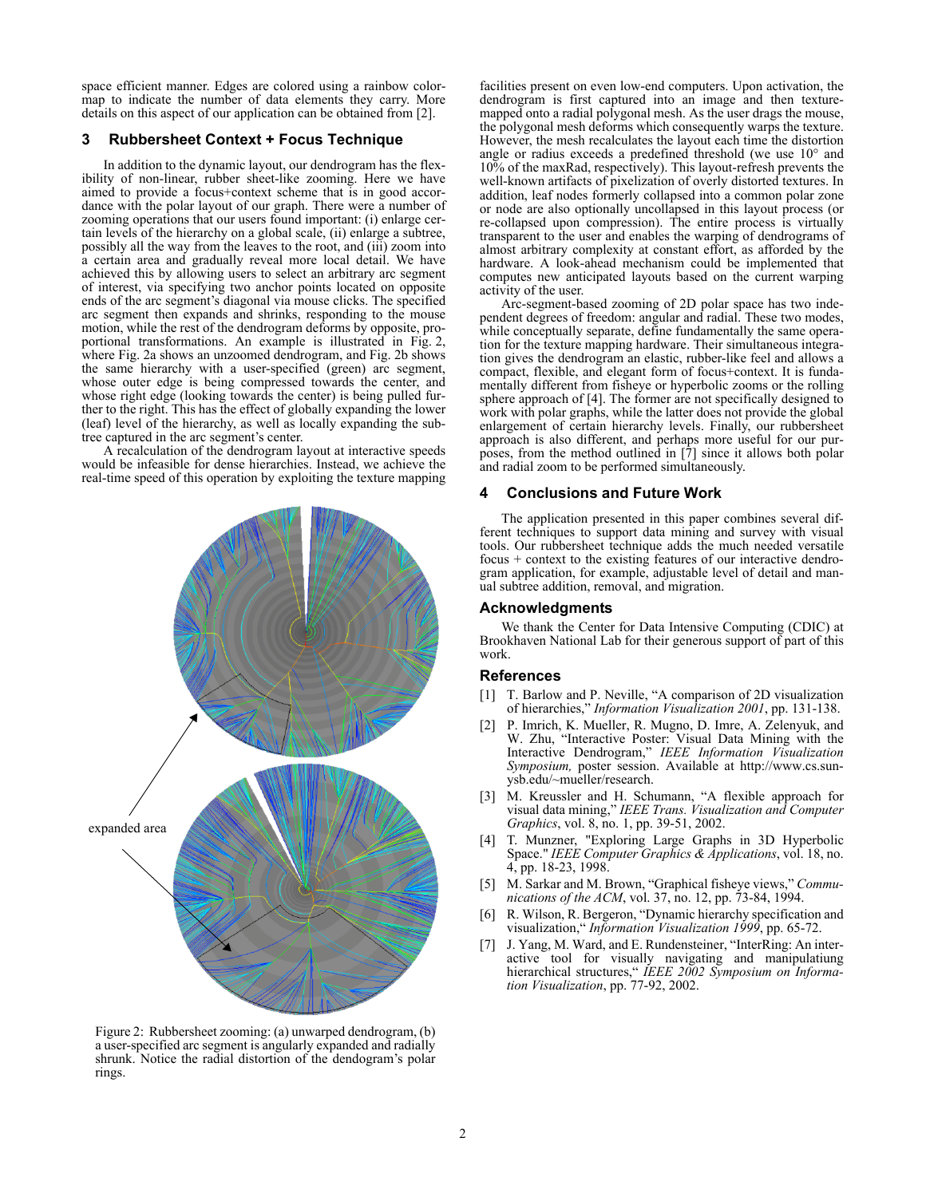space efficient manner. Edges are colored using a rainbow colormap to indicate the number of data elements they carry. More details on this aspect of our application can be obtained from [2].

## 3 Rubbersheet Context + Focus Technique

In addition to the dynamic layout, our dendrogram has the flexibility of non-linear, rubber sheet-like zooming. Here we have aimed to provide a focus+context scheme that is in good accordance with the polar layout of our graph. There were a number of zooming operations that our users found important: (i) enlarge certain levels of the hierarchy on a global scale, (ii) enlarge a subtree, possibly all the way from the leaves to the root, and (iii) zoom into a certain area and gradually reveal more local detail. We have achieved this by allowing users to select an arbitrary arc segment of interest, via specifying two anchor points located on opposite ends of the arc segment's diagonal via mouse clicks. The specified arc segment then expands and shrinks, responding to the mouse motion, while the rest of the dendrogram deforms by opposite, proportional transformations. An example is illustrated in Fig. 2, where Fig. 2a shows an unzoomed dendrogram, and Fig. 2b shows the same hierarchy with a user-specified (green) arc segment, whose outer edge is being compressed towards the center, and whose right edge (looking towards the center) is being pulled further to the right. This has the effect of globally expanding the lower (leaf) level of the hierarchy, as well as locally expanding the subtree captured in the arc segment's center.

A recalculation of the dendrogram layout at interactive speeds would be infeasible for dense hierarchies. Instead, we achieve the real-time speed of this operation by exploiting the texture mapping facilities present on even low-end computers. Upon activation, the dendrogram is first captured into an image and then texture-mapped onto a radial polygonal mesh. As the user drags the mouse, the polygonal mesh deforms which consequently warps the texture. However, the mesh recalculates the layout each time the distortion angle or radius exceeds a predefined threshold (we use 10° and 10% of the maxRad, respectively). This layout-refresh prevents the well-known artifacts of pixelization of overly distorted textures. In addition, leaf nodes formerly collapsed into a common polar zone or node are also optionally uncollapsed in this layout process (or re-collapsed upon compression). The entire process is virtually transparent to the user and enables the warping of dendrograms of almost arbitrary complexity at constant effort, as afforded by the hardware. A look-ahead mechanism could be implemented that computes new anticipated layouts based on the current warping activity of the user.

Arc-segment-based zooming of 2D polar space has two independent degrees of freedom: angular and radial. These two modes, while conceptually separate, define fundamentally the same operation for the texture mapping hardware. Their simultaneous integration gives the dendrogram an elastic, rubber-like feel and allows a compact, flexible, and elegant form of focus+context. It is fundamentally different from fisheye or hyperbolic zooms or the rolling sphere approach of [4]. The former are not specifically designed to work with polar graphs, while the latter does not provide the global enlargement of certain hierarchy levels. Finally, our rubbersheet approach is also different, and perhaps more useful for our purposes, from the method outlined in [7] since it allows both polar and radial zoom to be performed simultaneously.

expanded area

Figure 2: Rubbersheet zooming: (a) unwarped dendrogram, (b) a user-specified arc segment is angularly expanded and radially shrunk. Notice the radial distortion of the dendogram's polar rings.

## 4 Conclusions and Future Work

The application presented in this paper combines several different techniques to support data mining and survey with visual tools. Our rubbersheet technique adds the much needed versatile focus + context to the existing features of our interactive dendrogram application, for example, adjustable level of detail and manual subtree addition, removal, and migration.

## Acknowledgments

We thank the Center for Data Intensive Computing (CDIC) at Brookhaven National Lab for their generous support of part of this work.

## References

[1] T. Barlow and P. Neville, "A comparison of 2D visualization of hierarchies," *Information Visualization 2001*, pp. 131-138.

[2] P. Imrich, K. Mueller, R. Mugno, D. Imre, A. Zelenyuk, and W. Zhu, "Interactive Poster: Visual Data Mining with the Interactive Dendrogram," *IEEE Information Visualization Symposium,* poster session. Available at http://www.cs.sunysb.edu/~mueller/research.

[3] M. Kreussler and H. Schumann, "A flexible approach for visual data mining," *IEEE Trans. Visualization and Computer Graphics*, vol. 8, no. 1, pp. 39-51, 2002.

[4] T. Munzner, "Exploring Large Graphs in 3D Hyperbolic Space." *IEEE Computer Graphics & Applications*, vol. 18, no. 4, pp. 18-23, 1998.

[5] M. Sarkar and M. Brown, "Graphical fisheye views," *Communications of the ACM*, vol. 37, no. 12, pp. 73-84, 1994.

[6] R. Wilson, R. Bergeron, "Dynamic hierarchy specification and visualization," *Information Visualization 1999*, pp. 65-72.

[7] J. Yang, M. Ward, and E. Rundensteiner, "InterRing: An interactive tool for visually navigating and manipulatiung hierarchical structures," *IEEE 2002 Symposium on Information Visualization*, pp. 77-92, 2002.